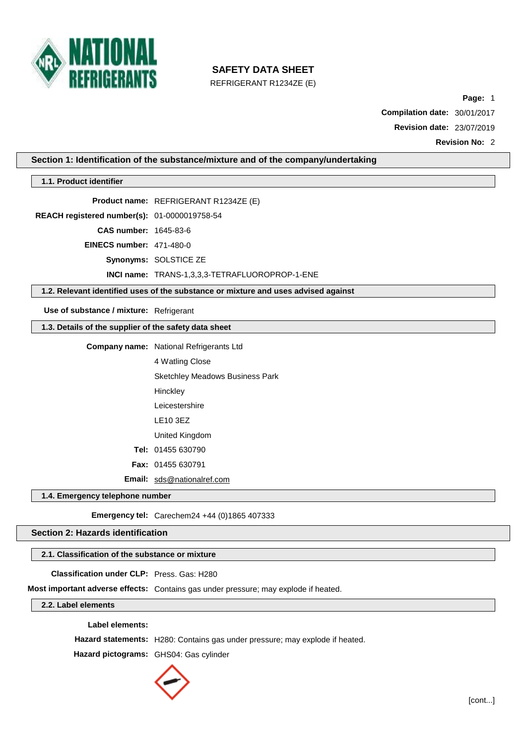# SAFETY DATA SHEET

REFRIGERANT R1234ZE (E)

**Page:** 1
**Compilation date:** 30/01/2017
**Revision date:** 23/07/2019
**Revision No:** 2

## Section 1: Identification of the substance/mixture and of the company/undertaking

### 1.1. Product identifier

**Product name:** REFRIGERANT R1234ZE (E)
**REACH registered number(s):** 01-0000019758-54
**CAS number:** 1645-83-6
**EINECS number:** 471-480-0
**Synonyms:** SOLSTICE ZE
**INCI name:** TRANS-1,3,3,3-TETRAFLUOROPROP-1-ENE

### 1.2. Relevant identified uses of the substance or mixture and uses advised against

**Use of substance / mixture:** Refrigerant

### 1.3. Details of the supplier of the safety data sheet

**Company name:** National Refrigerants Ltd
4 Watling Close
Sketchley Meadows Business Park
Hinckley
Leicestershire
LE10 3EZ
United Kingdom

**Tel:** 01455 630790
**Fax:** 01455 630791
**Email:** sds@nationalref.com

### 1.4. Emergency telephone number

**Emergency tel:** Carechem24 +44 (0)1865 407333

## Section 2: Hazards identification

### 2.1. Classification of the substance or mixture

**Classification under CLP:** Press. Gas: H280
**Most important adverse effects:** Contains gas under pressure; may explode if heated.

### 2.2. Label elements

**Label elements:**
**Hazard statements:** H280: Contains gas under pressure; may explode if heated.
**Hazard pictograms:** GHS04: Gas cylinder

[cont...]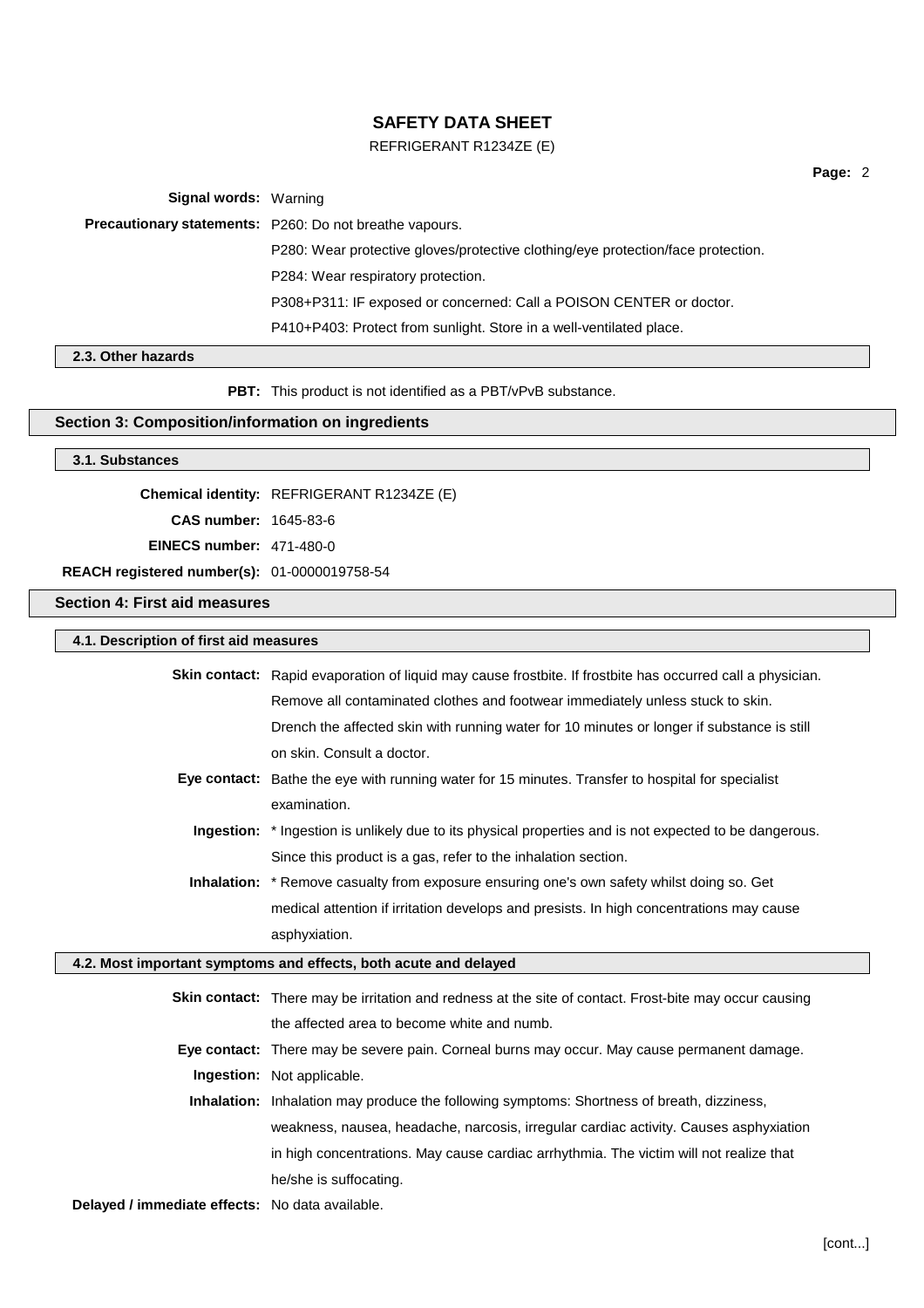**Signal words:** Warning

**Precautionary statements:** P260: Do not breathe vapours.

P280: Wear protective gloves/protective clothing/eye protection/face protection.

P284: Wear respiratory protection.

P308+P311: IF exposed or concerned: Call a POISON CENTER or doctor.

P410+P403: Protect from sunlight. Store in a well-ventilated place.

### 2.3. Other hazards

**PBT:** This product is not identified as a PBT/vPvB substance.

## Section 3: Composition/information on ingredients

### 3.1. Substances

**Chemical identity:** REFRIGERANT R1234ZE (E)

**CAS number:** 1645-83-6

**EINECS number:** 471-480-0

**REACH registered number(s):** 01-0000019758-54

## Section 4: First aid measures

### 4.1. Description of first aid measures

**Skin contact:** Rapid evaporation of liquid may cause frostbite. If frostbite has occurred call a physician. Remove all contaminated clothes and footwear immediately unless stuck to skin. Drench the affected skin with running water for 10 minutes or longer if substance is still on skin. Consult a doctor.

**Eye contact:** Bathe the eye with running water for 15 minutes. Transfer to hospital for specialist examination.

**Ingestion:** * Ingestion is unlikely due to its physical properties and is not expected to be dangerous. Since this product is a gas, refer to the inhalation section.

**Inhalation:** * Remove casualty from exposure ensuring one's own safety whilst doing so. Get medical attention if irritation develops and presists. In high concentrations may cause asphyxiation.

### 4.2. Most important symptoms and effects, both acute and delayed

**Skin contact:** There may be irritation and redness at the site of contact. Frost-bite may occur causing the affected area to become white and numb.

**Eye contact:** There may be severe pain. Corneal burns may occur. May cause permanent damage.

**Ingestion:** Not applicable.

**Inhalation:** Inhalation may produce the following symptoms: Shortness of breath, dizziness, weakness, nausea, headache, narcosis, irregular cardiac activity. Causes asphyxiation in high concentrations. May cause cardiac arrhythmia. The victim will not realize that he/she is suffocating.

**Delayed / immediate effects:** No data available.

[cont...]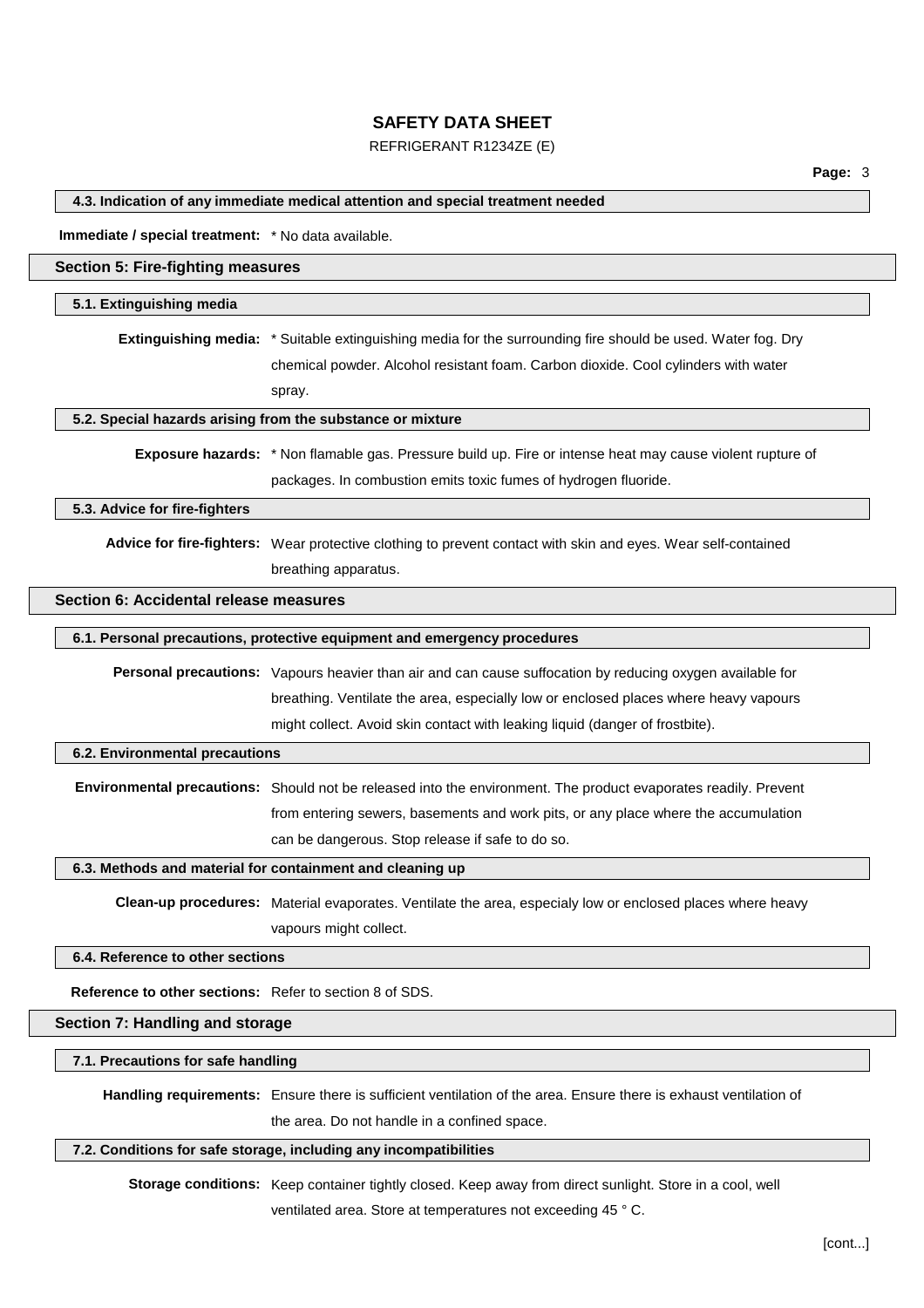### 4.3. Indication of any immediate medical attention and special treatment needed

**Immediate / special treatment:** * No data available.

## Section 5: Fire-fighting measures

### 5.1. Extinguishing media

**Extinguishing media:** * Suitable extinguishing media for the surrounding fire should be used. Water fog. Dry chemical powder. Alcohol resistant foam. Carbon dioxide. Cool cylinders with water spray.

### 5.2. Special hazards arising from the substance or mixture

**Exposure hazards:** * Non flamable gas. Pressure build up. Fire or intense heat may cause violent rupture of packages. In combustion emits toxic fumes of hydrogen fluoride.

### 5.3. Advice for fire-fighters

**Advice for fire-fighters:** Wear protective clothing to prevent contact with skin and eyes. Wear self-contained breathing apparatus.

## Section 6: Accidental release measures

### 6.1. Personal precautions, protective equipment and emergency procedures

**Personal precautions:** Vapours heavier than air and can cause suffocation by reducing oxygen available for breathing. Ventilate the area, especially low or enclosed places where heavy vapours might collect. Avoid skin contact with leaking liquid (danger of frostbite).

### 6.2. Environmental precautions

**Environmental precautions:** Should not be released into the environment. The product evaporates readily. Prevent from entering sewers, basements and work pits, or any place where the accumulation can be dangerous. Stop release if safe to do so.

### 6.3. Methods and material for containment and cleaning up

**Clean-up procedures:** Material evaporates. Ventilate the area, especialy low or enclosed places where heavy vapours might collect.

### 6.4. Reference to other sections

**Reference to other sections:** Refer to section 8 of SDS.

## Section 7: Handling and storage

### 7.1. Precautions for safe handling

**Handling requirements:** Ensure there is sufficient ventilation of the area. Ensure there is exhaust ventilation of the area. Do not handle in a confined space.

### 7.2. Conditions for safe storage, including any incompatibilities

**Storage conditions:** Keep container tightly closed. Keep away from direct sunlight. Store in a cool, well ventilated area. Store at temperatures not exceeding 45 ° C.

[cont...]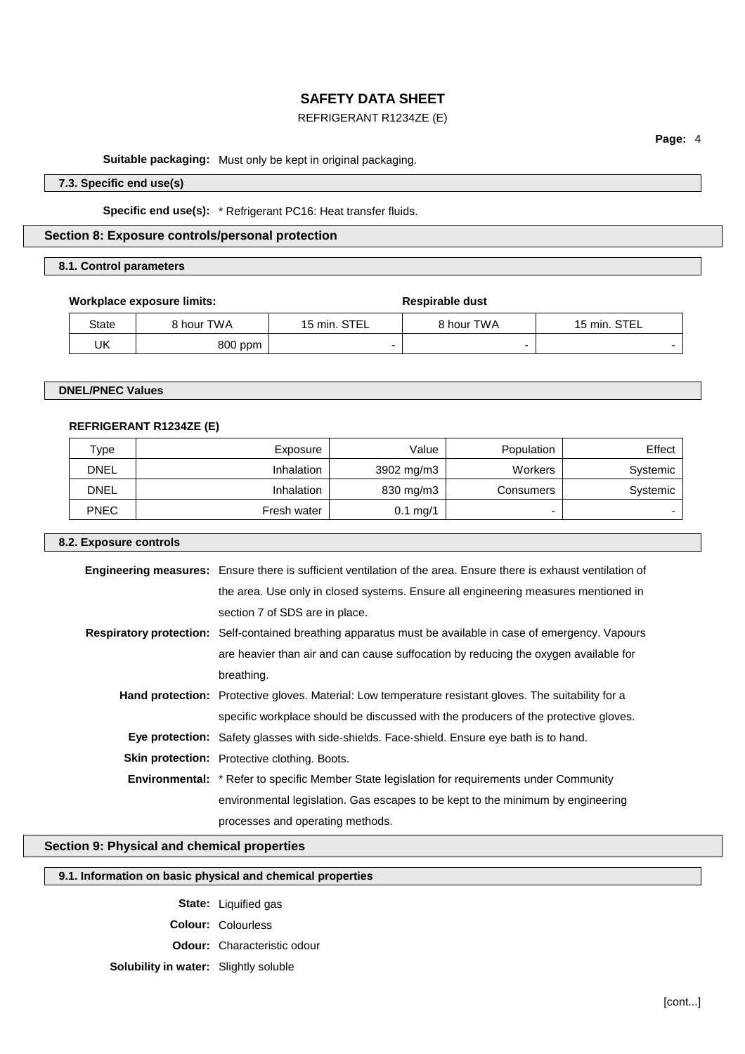**Suitable packaging:** Must only be kept in original packaging.

### 7.3. Specific end use(s)

**Specific end use(s):** * Refrigerant PC16: Heat transfer fluids.

## Section 8: Exposure controls/personal protection

### 8.1. Control parameters

**Workplace exposure limits:** **Respirable dust**

| State | 8 hour TWA | 15 min. STEL | 8 hour TWA | 15 min. STEL |
|---|---|---|---|---|
| UK | 800 ppm | - | - | - |

### DNEL/PNEC Values

**REFRIGERANT R1234ZE (E)**

| Type | Exposure | Value | Population | Effect |
|---|---|---|---|---|
| DNEL | Inhalation | 3902 mg/m3 | Workers | Systemic |
| DNEL | Inhalation | 830 mg/m3 | Consumers | Systemic |
| PNEC | Fresh water | 0.1 mg/1 | - | - |

### 8.2. Exposure controls

**Engineering measures:** Ensure there is sufficient ventilation of the area. Ensure there is exhaust ventilation of the area. Use only in closed systems. Ensure all engineering measures mentioned in section 7 of SDS are in place.

**Respiratory protection:** Self-contained breathing apparatus must be available in case of emergency. Vapours are heavier than air and can cause suffocation by reducing the oxygen available for breathing.

**Hand protection:** Protective gloves. Material: Low temperature resistant gloves. The suitability for a specific workplace should be discussed with the producers of the protective gloves.

**Eye protection:** Safety glasses with side-shields. Face-shield. Ensure eye bath is to hand.

**Skin protection:** Protective clothing. Boots.

**Environmental:** * Refer to specific Member State legislation for requirements under Community environmental legislation. Gas escapes to be kept to the minimum by engineering processes and operating methods.

## Section 9: Physical and chemical properties

### 9.1. Information on basic physical and chemical properties

**State:** Liquified gas

**Colour:** Colourless

**Odour:** Characteristic odour

**Solubility in water:** Slightly soluble

[cont...]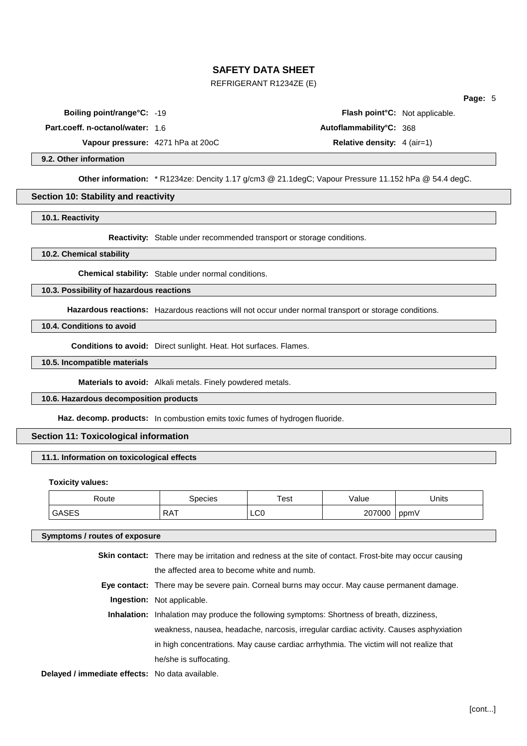**Boiling point/range°C:** -19

**Flash point°C:** Not applicable.

**Part.coeff. n-octanol/water:** 1.6

**Autoflammability°C:** 368

**Vapour pressure:** 4271 hPa at 20oC

**Relative density:** 4 (air=1)

### 9.2. Other information

**Other information:** * R1234ze: Dencity 1.17 g/cm3 @ 21.1degC; Vapour Pressure 11.152 hPa @ 54.4 degC.

## Section 10: Stability and reactivity

### 10.1. Reactivity

**Reactivity:** Stable under recommended transport or storage conditions.

### 10.2. Chemical stability

**Chemical stability:** Stable under normal conditions.

### 10.3. Possibility of hazardous reactions

**Hazardous reactions:** Hazardous reactions will not occur under normal transport or storage conditions.

### 10.4. Conditions to avoid

**Conditions to avoid:** Direct sunlight. Heat. Hot surfaces. Flames.

### 10.5. Incompatible materials

**Materials to avoid:** Alkali metals. Finely powdered metals.

### 10.6. Hazardous decomposition products

**Haz. decomp. products:** In combustion emits toxic fumes of hydrogen fluoride.

## Section 11: Toxicological information

### 11.1. Information on toxicological effects

**Toxicity values:**

| Route | Species | Test | Value | Units |
|---|---|---|---|---|
| GASES | RAT | LC0 | 207000 | ppmV |

### Symptoms / routes of exposure

**Skin contact:** There may be irritation and redness at the site of contact. Frost-bite may occur causing the affected area to become white and numb.

**Eye contact:** There may be severe pain. Corneal burns may occur. May cause permanent damage.

**Ingestion:** Not applicable.

**Inhalation:** Inhalation may produce the following symptoms: Shortness of breath, dizziness, weakness, nausea, headache, narcosis, irregular cardiac activity. Causes asphyxiation in high concentrations. May cause cardiac arrhythmia. The victim will not realize that he/she is suffocating.

**Delayed / immediate effects:** No data available.

[cont...]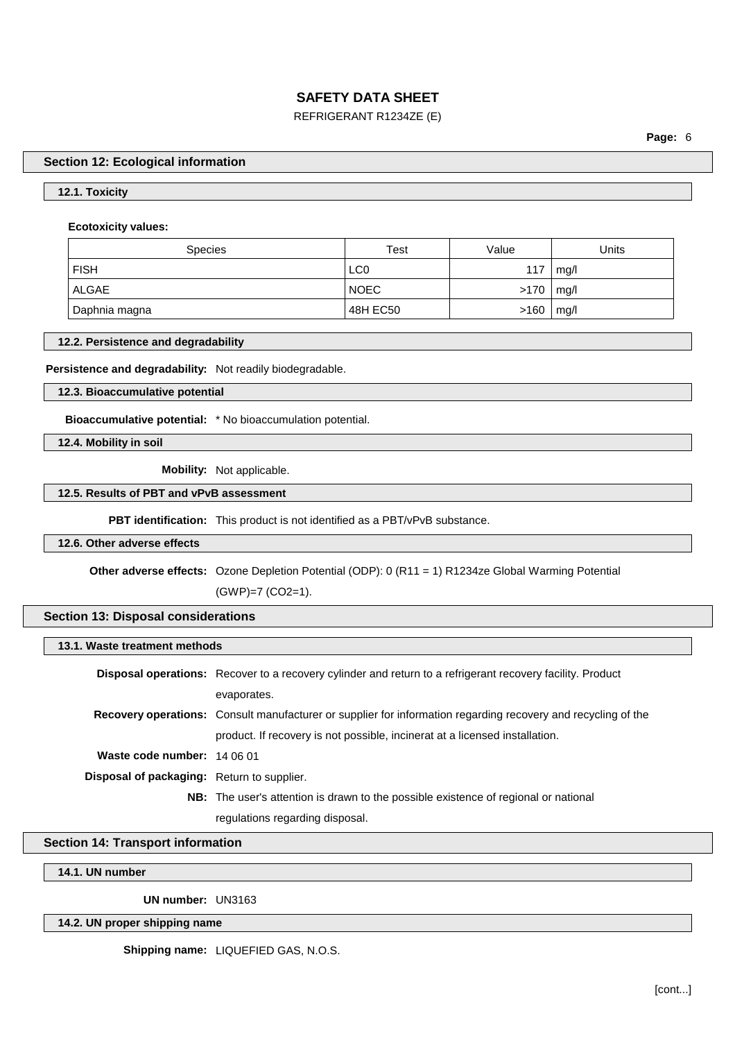## Section 12: Ecological information

### 12.1. Toxicity

**Ecotoxicity values:**

| Species | Test | Value | Units |
|---|---|---|---|
| FISH | LC0 | 117 | mg/l |
| ALGAE | NOEC | >170 | mg/l |
| Daphnia magna | 48H EC50 | >160 | mg/l |

### 12.2. Persistence and degradability

**Persistence and degradability:** Not readily biodegradable.

### 12.3. Bioaccumulative potential

**Bioaccumulative potential:** * No bioaccumulation potential.

### 12.4. Mobility in soil

**Mobility:** Not applicable.

### 12.5. Results of PBT and vPvB assessment

**PBT identification:** This product is not identified as a PBT/vPvB substance.

### 12.6. Other adverse effects

**Other adverse effects:** Ozone Depletion Potential (ODP): 0 (R11 = 1) R1234ze Global Warming Potential (GWP)=7 (CO2=1).

## Section 13: Disposal considerations

### 13.1. Waste treatment methods

**Disposal operations:** Recover to a recovery cylinder and return to a refrigerant recovery facility. Product evaporates.

**Recovery operations:** Consult manufacturer or supplier for information regarding recovery and recycling of the product. If recovery is not possible, incinerat at a licensed installation.

**Waste code number:** 14 06 01

**Disposal of packaging:** Return to supplier.

**NB:** The user's attention is drawn to the possible existence of regional or national regulations regarding disposal.

## Section 14: Transport information

### 14.1. UN number

**UN number:** UN3163

### 14.2. UN proper shipping name

**Shipping name:** LIQUEFIED GAS, N.O.S.

[cont...]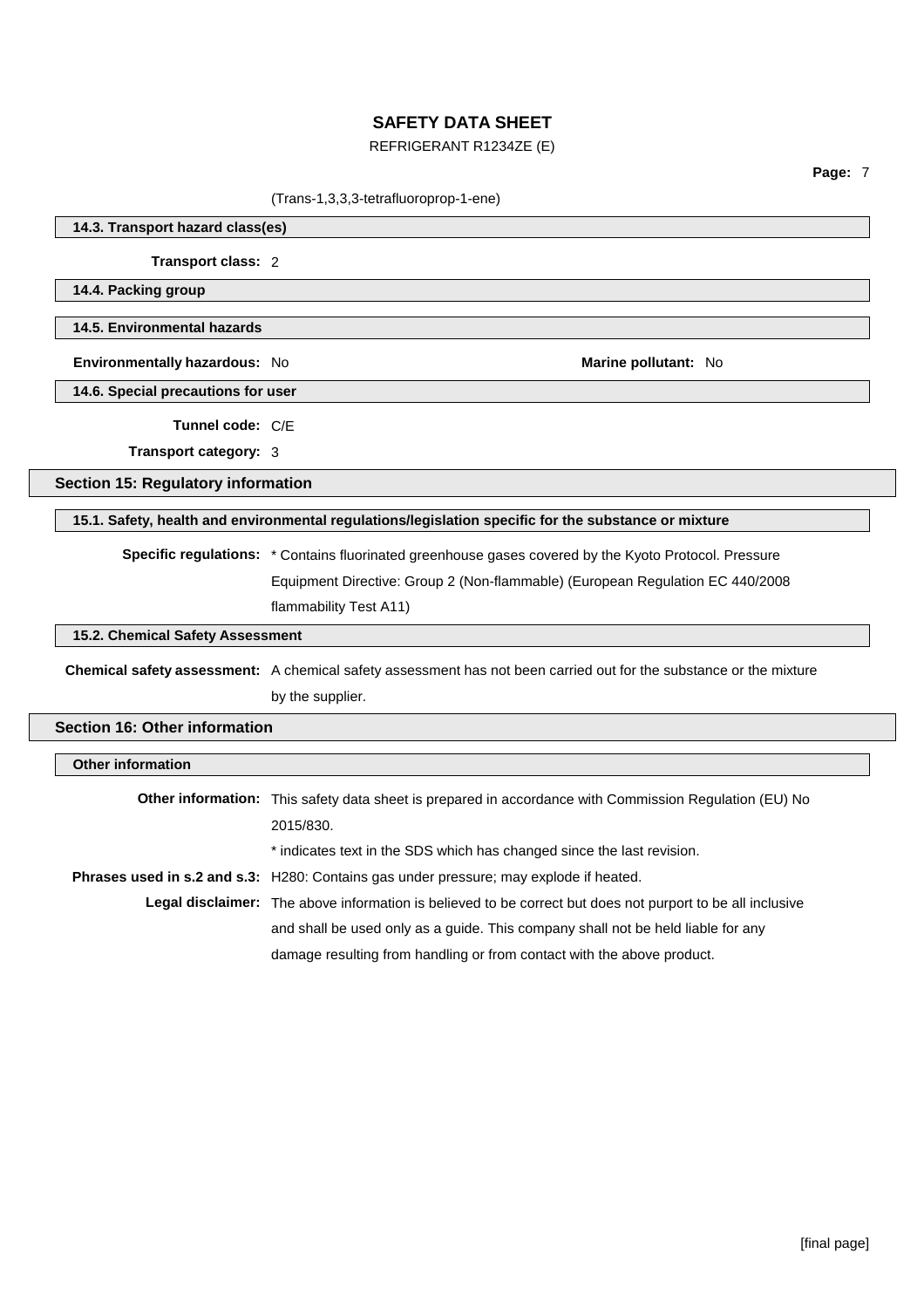(Trans-1,3,3,3-tetrafluoroprop-1-ene)

### 14.3. Transport hazard class(es)

**Transport class:** 2

### 14.4. Packing group

### 14.5. Environmental hazards

**Environmentally hazardous:** No

**Marine pollutant:** No

### 14.6. Special precautions for user

**Tunnel code:** C/E

**Transport category:** 3

## Section 15: Regulatory information

### 15.1. Safety, health and environmental regulations/legislation specific for the substance or mixture

**Specific regulations:** * Contains fluorinated greenhouse gases covered by the Kyoto Protocol. Pressure Equipment Directive: Group 2 (Non-flammable) (European Regulation EC 440/2008 flammability Test A11)

### 15.2. Chemical Safety Assessment

**Chemical safety assessment:** A chemical safety assessment has not been carried out for the substance or the mixture by the supplier.

## Section 16: Other information

### Other information

**Other information:** This safety data sheet is prepared in accordance with Commission Regulation (EU) No 2015/830.

* indicates text in the SDS which has changed since the last revision.

**Phrases used in s.2 and s.3:** H280: Contains gas under pressure; may explode if heated.

**Legal disclaimer:** The above information is believed to be correct but does not purport to be all inclusive and shall be used only as a guide. This company shall not be held liable for any damage resulting from handling or from contact with the above product.

[final page]